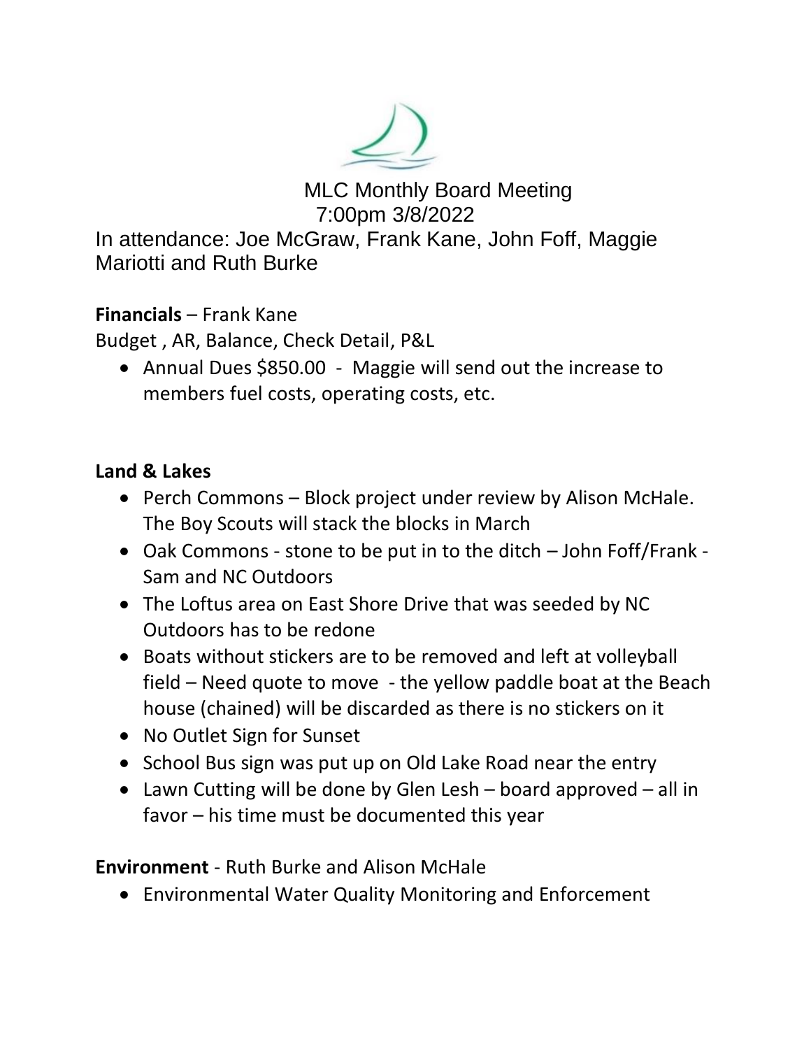# MLC Monthly Board Meeting

7:00pm 3/8/2022

In attendance: Joe McGraw, Frank Kane, John Foff, Maggie Mariotti and Ruth Burke

**Financials** – Frank Kane

Budget , AR, Balance, Check Detail, P&L

- Annual Dues $850.00 - Maggie will send out the increase to members fuel costs, operating costs, etc.

**Land & Lakes**

- Perch Commons – Block project under review by Alison McHale. The Boy Scouts will stack the blocks in March
- Oak Commons - stone to be put in to the ditch – John Foff/Frank - Sam and NC Outdoors
- The Loftus area on East Shore Drive that was seeded by NC Outdoors has to be redone
- Boats without stickers are to be removed and left at volleyball field – Need quote to move - the yellow paddle boat at the Beach house (chained) will be discarded as there is no stickers on it
- No Outlet Sign for Sunset
- School Bus sign was put up on Old Lake Road near the entry
- Lawn Cutting will be done by Glen Lesh – board approved – all in favor – his time must be documented this year

**Environment** - Ruth Burke and Alison McHale

- Environmental Water Quality Monitoring and Enforcement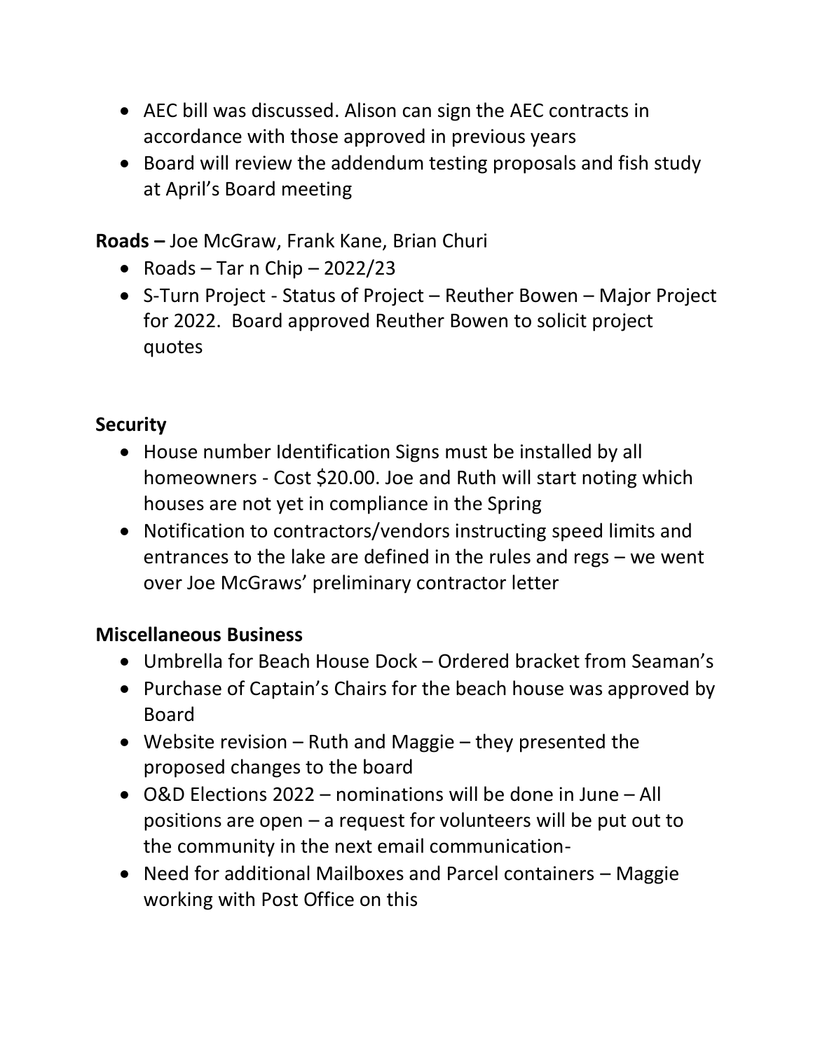- AEC bill was discussed. Alison can sign the AEC contracts in accordance with those approved in previous years
- Board will review the addendum testing proposals and fish study at April's Board meeting

**Roads –** Joe McGraw, Frank Kane, Brian Churi

- Roads – Tar n Chip – 2022/23
- S-Turn Project - Status of Project – Reuther Bowen – Major Project for 2022. Board approved Reuther Bowen to solicit project quotes

**Security**

- House number Identification Signs must be installed by all homeowners - Cost $20.00. Joe and Ruth will start noting which houses are not yet in compliance in the Spring
- Notification to contractors/vendors instructing speed limits and entrances to the lake are defined in the rules and regs – we went over Joe McGraws' preliminary contractor letter

**Miscellaneous Business**

- Umbrella for Beach House Dock – Ordered bracket from Seaman's
- Purchase of Captain's Chairs for the beach house was approved by Board
- Website revision – Ruth and Maggie – they presented the proposed changes to the board
- O&D Elections 2022 – nominations will be done in June – All positions are open – a request for volunteers will be put out to the community in the next email communication-
- Need for additional Mailboxes and Parcel containers – Maggie working with Post Office on this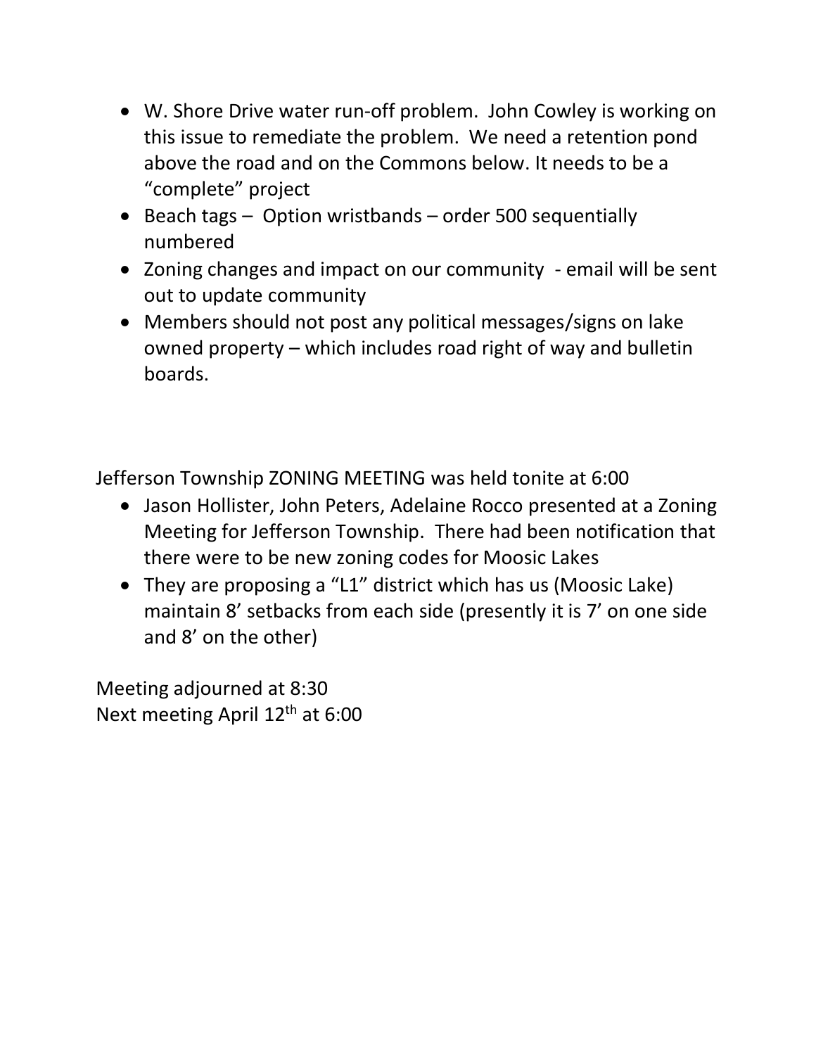- W. Shore Drive water run-off problem. John Cowley is working on this issue to remediate the problem. We need a retention pond above the road and on the Commons below. It needs to be a "complete" project
- Beach tags – Option wristbands – order 500 sequentially numbered
- Zoning changes and impact on our community - email will be sent out to update community
- Members should not post any political messages/signs on lake owned property – which includes road right of way and bulletin boards.

Jefferson Township ZONING MEETING was held tonite at 6:00

- Jason Hollister, John Peters, Adelaine Rocco presented at a Zoning Meeting for Jefferson Township. There had been notification that there were to be new zoning codes for Moosic Lakes
- They are proposing a "L1" district which has us (Moosic Lake) maintain 8' setbacks from each side (presently it is 7' on one side and 8' on the other)

Meeting adjourned at 8:30
Next meeting April 12th at 6:00